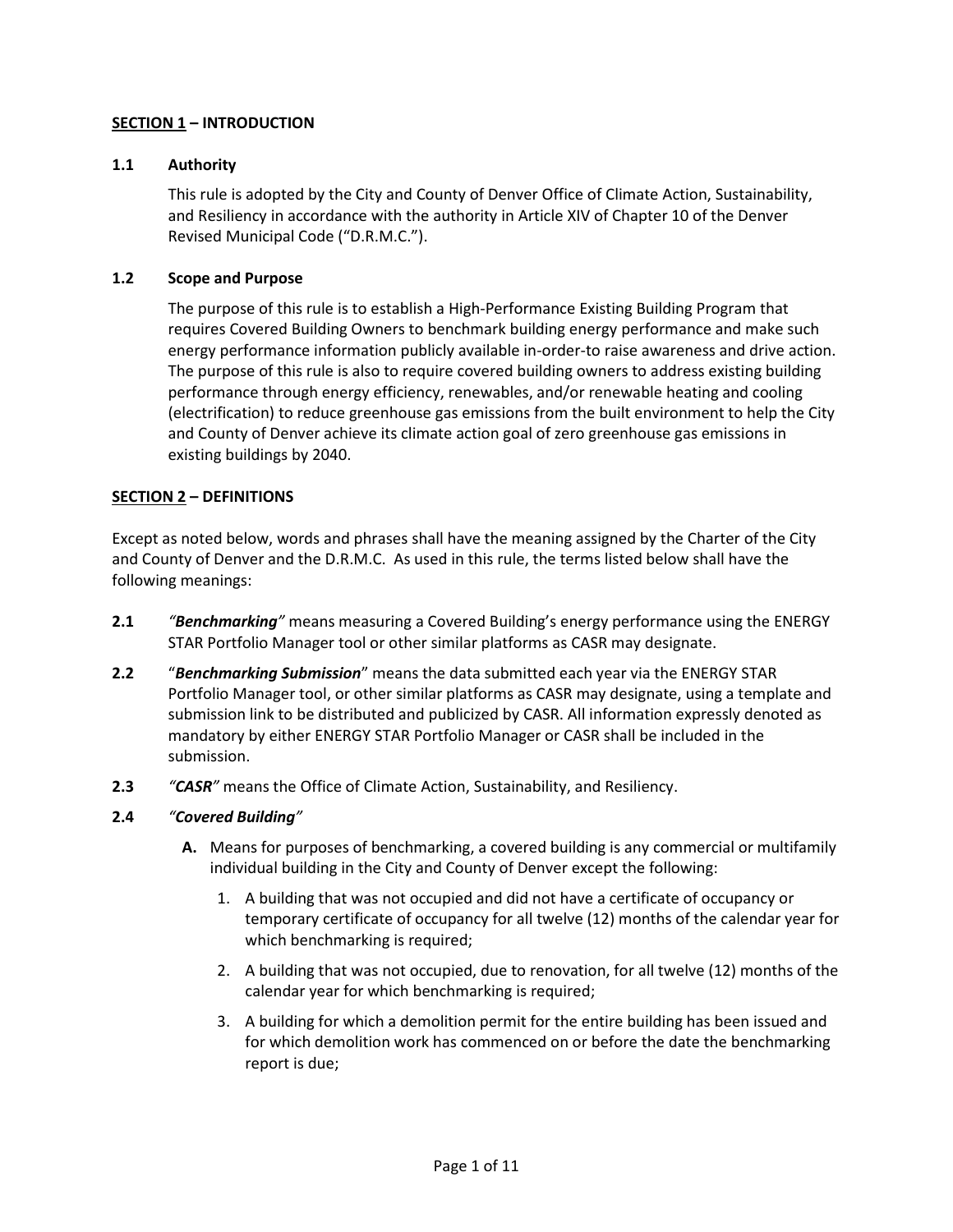## <u>SECTION 1</u> – INTRODUCTION

### 1.1 Authority

This rule is adopted by the City and County of Denver Office of Climate Action, Sustainability, and Resiliency in accordance with the authority in Article XIV of Chapter 10 of the Denver Revised Municipal Code ("D.R.M.C.").

### 1.2 Scope and Purpose

The purpose of this rule is to establish a High-Performance Existing Building Program that requires Covered Building Owners to benchmark building energy performance and make such energy performance information publicly available in-order-to raise awareness and drive action. The purpose of this rule is also to require covered building owners to address existing building performance through energy efficiency, renewables, and/or renewable heating and cooling (electrification) to reduce greenhouse gas emissions from the built environment to help the City and County of Denver achieve its climate action goal of zero greenhouse gas emissions in existing buildings by 2040.

## <u>SECTION 2</u> – DEFINITIONS

Except as noted below, words and phrases shall have the meaning assigned by the Charter of the City and County of Denver and the D.R.M.C. As used in this rule, the terms listed below shall have the following meanings:

**2.1** *"**Benchmarking**"* means measuring a Covered Building's energy performance using the ENERGY STAR Portfolio Manager tool or other similar platforms as CASR may designate.

**2.2** "***Benchmarking Submission***" means the data submitted each year via the ENERGY STAR Portfolio Manager tool, or other similar platforms as CASR may designate, using a template and submission link to be distributed and publicized by CASR. All information expressly denoted as mandatory by either ENERGY STAR Portfolio Manager or CASR shall be included in the submission.

**2.3** *"**CASR**"* means the Office of Climate Action, Sustainability, and Resiliency.

**2.4** *"**Covered Building**"*

**A.** Means for purposes of benchmarking, a covered building is any commercial or multifamily individual building in the City and County of Denver except the following:

1. A building that was not occupied and did not have a certificate of occupancy or temporary certificate of occupancy for all twelve (12) months of the calendar year for which benchmarking is required;
2. A building that was not occupied, due to renovation, for all twelve (12) months of the calendar year for which benchmarking is required;
3. A building for which a demolition permit for the entire building has been issued and for which demolition work has commenced on or before the date the benchmarking report is due;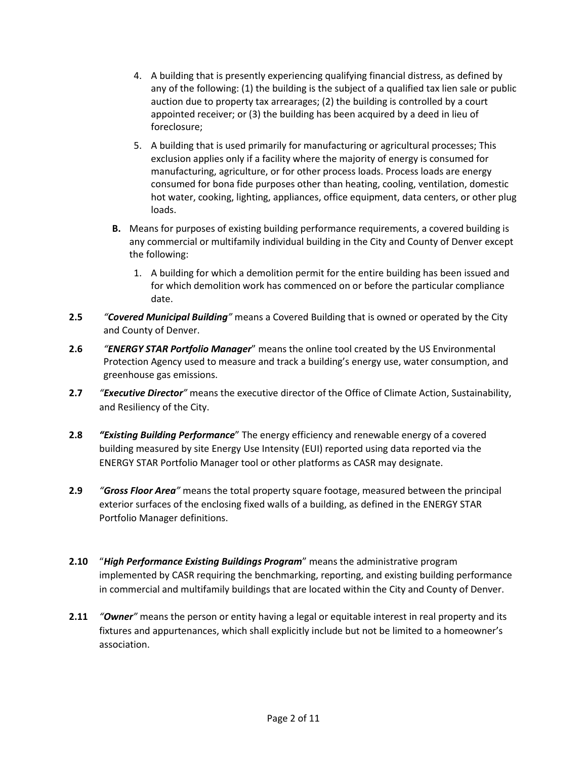4. A building that is presently experiencing qualifying financial distress, as defined by any of the following: (1) the building is the subject of a qualified tax lien sale or public auction due to property tax arrearages; (2) the building is controlled by a court appointed receiver; or (3) the building has been acquired by a deed in lieu of foreclosure;
5. A building that is used primarily for manufacturing or agricultural processes; This exclusion applies only if a facility where the majority of energy is consumed for manufacturing, agriculture, or for other process loads. Process loads are energy consumed for bona fide purposes other than heating, cooling, ventilation, domestic hot water, cooking, lighting, appliances, office equipment, data centers, or other plug loads.

**B.** Means for purposes of existing building performance requirements, a covered building is any commercial or multifamily individual building in the City and County of Denver except the following:

1. A building for which a demolition permit for the entire building has been issued and for which demolition work has commenced on or before the particular compliance date.

**2.5** *"**Covered Municipal Building**"* means a Covered Building that is owned or operated by the City and County of Denver.

**2.6** *"**ENERGY STAR Portfolio Manager**"* means the online tool created by the US Environmental Protection Agency used to measure and track a building's energy use, water consumption, and greenhouse gas emissions.

**2.7** *"**Executive Director**"* means the executive director of the Office of Climate Action, Sustainability, and Resiliency of the City.

**2.8** ***"Existing Building Performance***" The energy efficiency and renewable energy of a covered building measured by site Energy Use Intensity (EUI) reported using data reported via the ENERGY STAR Portfolio Manager tool or other platforms as CASR may designate.

**2.9** *"**Gross Floor Area**"* means the total property square footage, measured between the principal exterior surfaces of the enclosing fixed walls of a building, as defined in the ENERGY STAR Portfolio Manager definitions.

**2.10** "***High Performance Existing Buildings Program***" means the administrative program implemented by CASR requiring the benchmarking, reporting, and existing building performance in commercial and multifamily buildings that are located within the City and County of Denver.

**2.11** *"**Owner**"* means the person or entity having a legal or equitable interest in real property and its fixtures and appurtenances, which shall explicitly include but not be limited to a homeowner's association.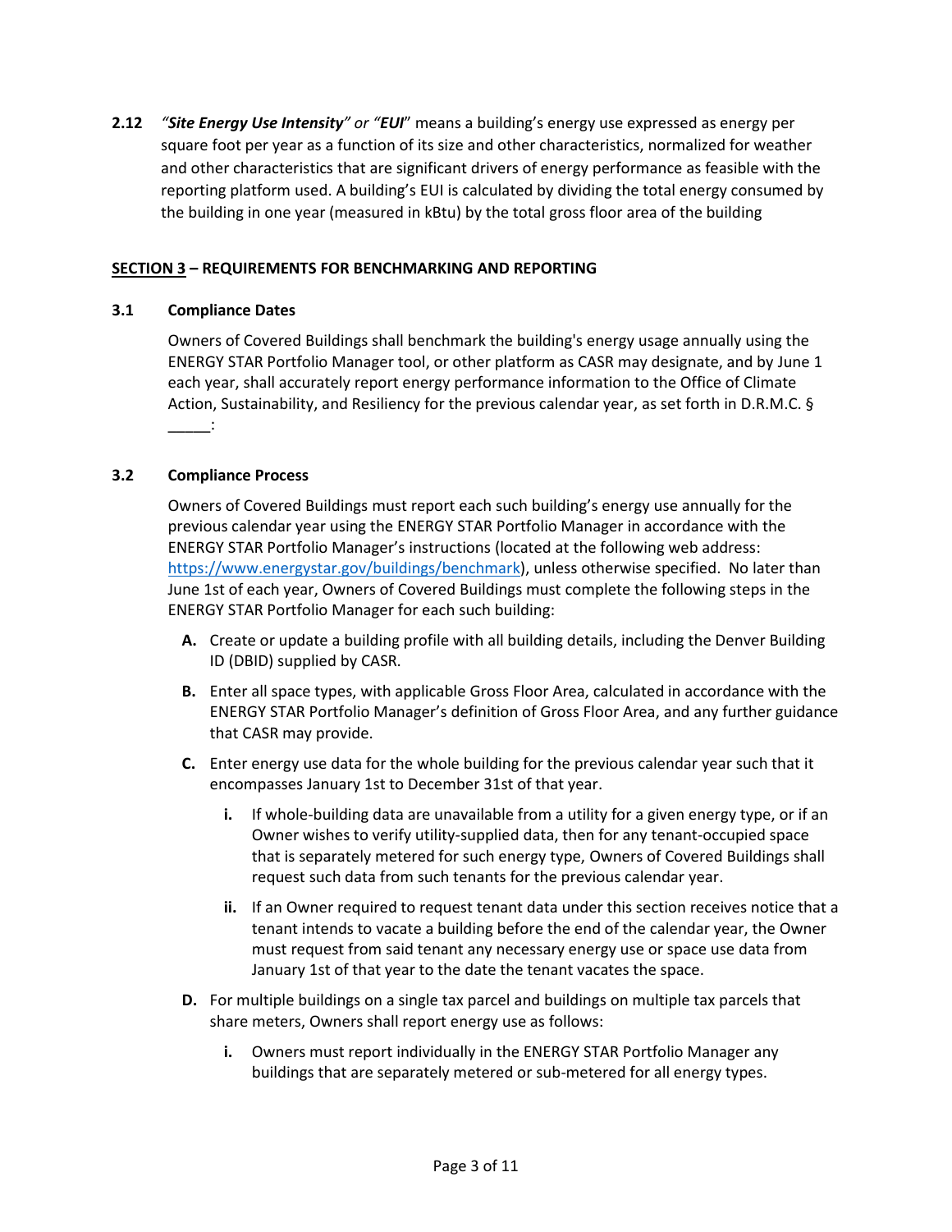**2.12** *"Site Energy Use Intensity" or "EUI*" means a building's energy use expressed as energy per square foot per year as a function of its size and other characteristics, normalized for weather and other characteristics that are significant drivers of energy performance as feasible with the reporting platform used. A building's EUI is calculated by dividing the total energy consumed by the building in one year (measured in kBtu) by the total gross floor area of the building

**<u>SECTION 3</u> – REQUIREMENTS FOR BENCHMARKING AND REPORTING**

**3.1 Compliance Dates**

Owners of Covered Buildings shall benchmark the building's energy usage annually using the ENERGY STAR Portfolio Manager tool, or other platform as CASR may designate, and by June 1 each year, shall accurately report energy performance information to the Office of Climate Action, Sustainability, and Resiliency for the previous calendar year, as set forth in D.R.M.C. § _____:

**3.2 Compliance Process**

Owners of Covered Buildings must report each such building's energy use annually for the previous calendar year using the ENERGY STAR Portfolio Manager in accordance with the ENERGY STAR Portfolio Manager's instructions (located at the following web address: https://www.energystar.gov/buildings/benchmark), unless otherwise specified. No later than June 1st of each year, Owners of Covered Buildings must complete the following steps in the ENERGY STAR Portfolio Manager for each such building:

- **A.** Create or update a building profile with all building details, including the Denver Building ID (DBID) supplied by CASR.
- **B.** Enter all space types, with applicable Gross Floor Area, calculated in accordance with the ENERGY STAR Portfolio Manager's definition of Gross Floor Area, and any further guidance that CASR may provide.
- **C.** Enter energy use data for the whole building for the previous calendar year such that it encompasses January 1st to December 31st of that year.
  - **i.** If whole-building data are unavailable from a utility for a given energy type, or if an Owner wishes to verify utility-supplied data, then for any tenant-occupied space that is separately metered for such energy type, Owners of Covered Buildings shall request such data from such tenants for the previous calendar year.
  - **ii.** If an Owner required to request tenant data under this section receives notice that a tenant intends to vacate a building before the end of the calendar year, the Owner must request from said tenant any necessary energy use or space use data from January 1st of that year to the date the tenant vacates the space.
- **D.** For multiple buildings on a single tax parcel and buildings on multiple tax parcels that share meters, Owners shall report energy use as follows:
  - **i.** Owners must report individually in the ENERGY STAR Portfolio Manager any buildings that are separately metered or sub-metered for all energy types.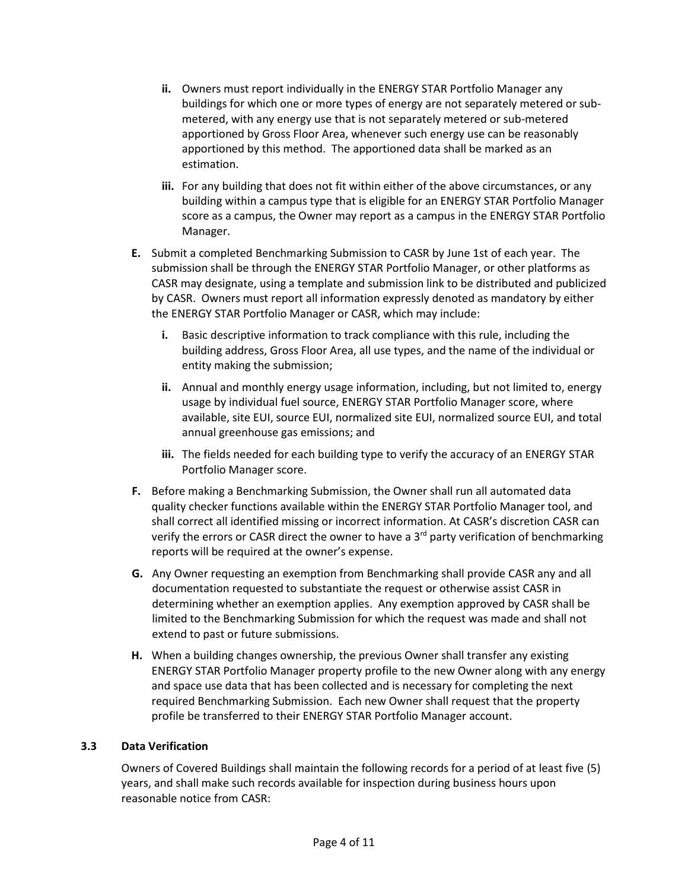ii. Owners must report individually in the ENERGY STAR Portfolio Manager any buildings for which one or more types of energy are not separately metered or sub-metered, with any energy use that is not separately metered or sub-metered apportioned by Gross Floor Area, whenever such energy use can be reasonably apportioned by this method. The apportioned data shall be marked as an estimation.

iii. For any building that does not fit within either of the above circumstances, or any building within a campus type that is eligible for an ENERGY STAR Portfolio Manager score as a campus, the Owner may report as a campus in the ENERGY STAR Portfolio Manager.

**E.** Submit a completed Benchmarking Submission to CASR by June 1st of each year. The submission shall be through the ENERGY STAR Portfolio Manager, or other platforms as CASR may designate, using a template and submission link to be distributed and publicized by CASR. Owners must report all information expressly denoted as mandatory by either the ENERGY STAR Portfolio Manager or CASR, which may include:

- **i.** Basic descriptive information to track compliance with this rule, including the building address, Gross Floor Area, all use types, and the name of the individual or entity making the submission;
- **ii.** Annual and monthly energy usage information, including, but not limited to, energy usage by individual fuel source, ENERGY STAR Portfolio Manager score, where available, site EUI, source EUI, normalized site EUI, normalized source EUI, and total annual greenhouse gas emissions; and
- **iii.** The fields needed for each building type to verify the accuracy of an ENERGY STAR Portfolio Manager score.

**F.** Before making a Benchmarking Submission, the Owner shall run all automated data quality checker functions available within the ENERGY STAR Portfolio Manager tool, and shall correct all identified missing or incorrect information. At CASR's discretion CASR can verify the errors or CASR direct the owner to have a 3rd party verification of benchmarking reports will be required at the owner's expense.

**G.** Any Owner requesting an exemption from Benchmarking shall provide CASR any and all documentation requested to substantiate the request or otherwise assist CASR in determining whether an exemption applies. Any exemption approved by CASR shall be limited to the Benchmarking Submission for which the request was made and shall not extend to past or future submissions.

**H.** When a building changes ownership, the previous Owner shall transfer any existing ENERGY STAR Portfolio Manager property profile to the new Owner along with any energy and space use data that has been collected and is necessary for completing the next required Benchmarking Submission. Each new Owner shall request that the property profile be transferred to their ENERGY STAR Portfolio Manager account.

### 3.3 Data Verification

Owners of Covered Buildings shall maintain the following records for a period of at least five (5) years, and shall make such records available for inspection during business hours upon reasonable notice from CASR: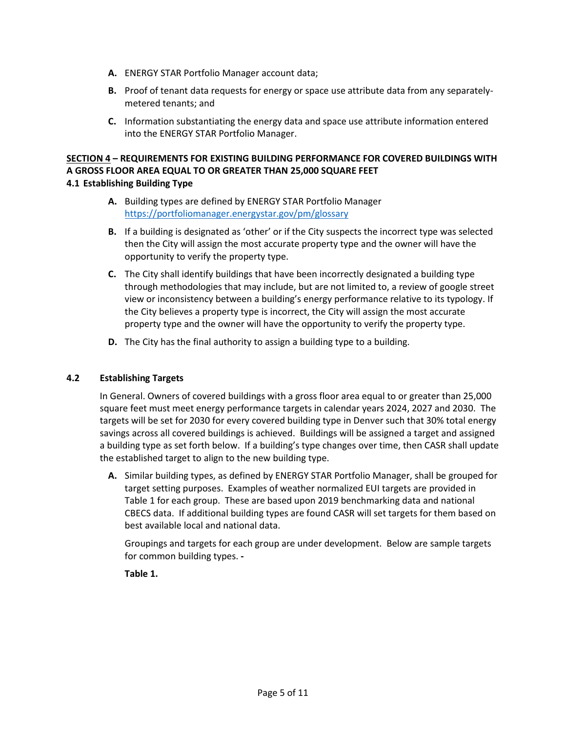**A.** ENERGY STAR Portfolio Manager account data;

**B.** Proof of tenant data requests for energy or space use attribute data from any separately-metered tenants; and

**C.** Information substantiating the energy data and space use attribute information entered into the ENERGY STAR Portfolio Manager.

## SECTION 4 – REQUIREMENTS FOR EXISTING BUILDING PERFORMANCE FOR COVERED BUILDINGS WITH A GROSS FLOOR AREA EQUAL TO OR GREATER THAN 25,000 SQUARE FEET

### 4.1 Establishing Building Type

**A.** Building types are defined by ENERGY STAR Portfolio Manager https://portfoliomanager.energystar.gov/pm/glossary

**B.** If a building is designated as 'other' or if the City suspects the incorrect type was selected then the City will assign the most accurate property type and the owner will have the opportunity to verify the property type.

**C.** The City shall identify buildings that have been incorrectly designated a building type through methodologies that may include, but are not limited to, a review of google street view or inconsistency between a building's energy performance relative to its typology. If the City believes a property type is incorrect, the City will assign the most accurate property type and the owner will have the opportunity to verify the property type.

**D.** The City has the final authority to assign a building type to a building.

### 4.2 Establishing Targets

In General. Owners of covered buildings with a gross floor area equal to or greater than 25,000 square feet must meet energy performance targets in calendar years 2024, 2027 and 2030. The targets will be set for 2030 for every covered building type in Denver such that 30% total energy savings across all covered buildings is achieved. Buildings will be assigned a target and assigned a building type as set forth below. If a building's type changes over time, then CASR shall update the established target to align to the new building type.

**A.** Similar building types, as defined by ENERGY STAR Portfolio Manager, shall be grouped for target setting purposes. Examples of weather normalized EUI targets are provided in Table 1 for each group. These are based upon 2019 benchmarking data and national CBECS data. If additional building types are found CASR will set targets for them based on best available local and national data.

Groupings and targets for each group are under development. Below are sample targets for common building types. -

**Table 1.**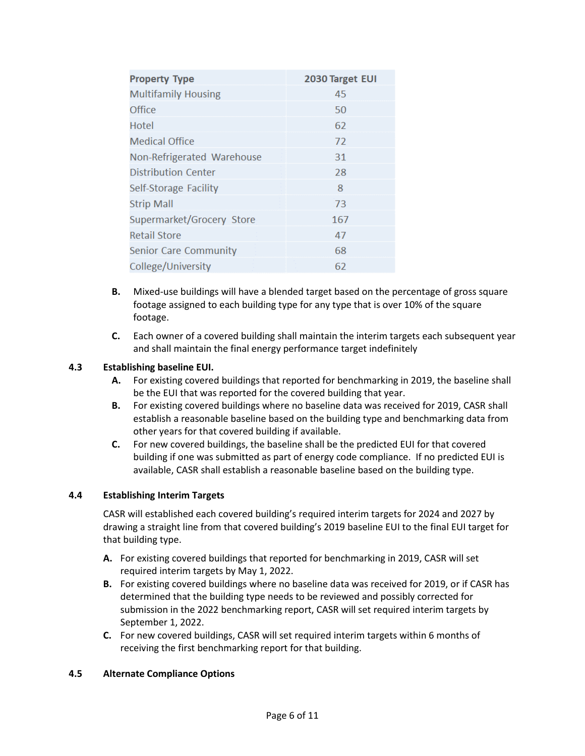| Property Type | 2030 Target EUI |
|---|---|
| Multifamily Housing | 45 |
| Office | 50 |
| Hotel | 62 |
| Medical Office | 72 |
| Non-Refrigerated Warehouse | 31 |
| Distribution Center | 28 |
| Self-Storage Facility | 8 |
| Strip Mall | 73 |
| Supermarket/Grocery Store | 167 |
| Retail Store | 47 |
| Senior Care Community | 68 |
| College/University | 62 |

**B.** Mixed-use buildings will have a blended target based on the percentage of gross square footage assigned to each building type for any type that is over 10% of the square footage.

**C.** Each owner of a covered building shall maintain the interim targets each subsequent year and shall maintain the final energy performance target indefinitely

### 4.3 Establishing baseline EUI.

**A.** For existing covered buildings that reported for benchmarking in 2019, the baseline shall be the EUI that was reported for the covered building that year.

**B.** For existing covered buildings where no baseline data was received for 2019, CASR shall establish a reasonable baseline based on the building type and benchmarking data from other years for that covered building if available.

**C.** For new covered buildings, the baseline shall be the predicted EUI for that covered building if one was submitted as part of energy code compliance. If no predicted EUI is available, CASR shall establish a reasonable baseline based on the building type.

### 4.4 Establishing Interim Targets

CASR will established each covered building's required interim targets for 2024 and 2027 by drawing a straight line from that covered building's 2019 baseline EUI to the final EUI target for that building type.

**A.** For existing covered buildings that reported for benchmarking in 2019, CASR will set required interim targets by May 1, 2022.

**B.** For existing covered buildings where no baseline data was received for 2019, or if CASR has determined that the building type needs to be reviewed and possibly corrected for submission in the 2022 benchmarking report, CASR will set required interim targets by September 1, 2022.

**C.** For new covered buildings, CASR will set required interim targets within 6 months of receiving the first benchmarking report for that building.

### 4.5 Alternate Compliance Options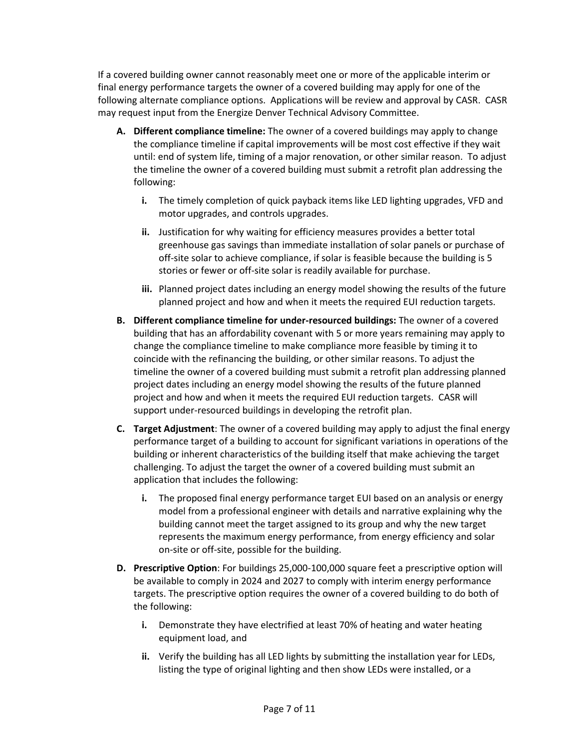If a covered building owner cannot reasonably meet one or more of the applicable interim or final energy performance targets the owner of a covered building may apply for one of the following alternate compliance options. Applications will be review and approval by CASR. CASR may request input from the Energize Denver Technical Advisory Committee.

A. **Different compliance timeline:** The owner of a covered buildings may apply to change the compliance timeline if capital improvements will be most cost effective if they wait until: end of system life, timing of a major renovation, or other similar reason. To adjust the timeline the owner of a covered building must submit a retrofit plan addressing the following:

   i. The timely completion of quick payback items like LED lighting upgrades, VFD and motor upgrades, and controls upgrades.

   ii. Justification for why waiting for efficiency measures provides a better total greenhouse gas savings than immediate installation of solar panels or purchase of off-site solar to achieve compliance, if solar is feasible because the building is 5 stories or fewer or off-site solar is readily available for purchase.

   iii. Planned project dates including an energy model showing the results of the future planned project and how and when it meets the required EUI reduction targets.

B. **Different compliance timeline for under-resourced buildings:** The owner of a covered building that has an affordability covenant with 5 or more years remaining may apply to change the compliance timeline to make compliance more feasible by timing it to coincide with the refinancing the building, or other similar reasons. To adjust the timeline the owner of a covered building must submit a retrofit plan addressing planned project dates including an energy model showing the results of the future planned project and how and when it meets the required EUI reduction targets. CASR will support under-resourced buildings in developing the retrofit plan.

C. **Target Adjustment**: The owner of a covered building may apply to adjust the final energy performance target of a building to account for significant variations in operations of the building or inherent characteristics of the building itself that make achieving the target challenging. To adjust the target the owner of a covered building must submit an application that includes the following:

   i. The proposed final energy performance target EUI based on an analysis or energy model from a professional engineer with details and narrative explaining why the building cannot meet the target assigned to its group and why the new target represents the maximum energy performance, from energy efficiency and solar on-site or off-site, possible for the building.

D. **Prescriptive Option**: For buildings 25,000-100,000 square feet a prescriptive option will be available to comply in 2024 and 2027 to comply with interim energy performance targets. The prescriptive option requires the owner of a covered building to do both of the following:

   i. Demonstrate they have electrified at least 70% of heating and water heating equipment load, and

   ii. Verify the building has all LED lights by submitting the installation year for LEDs, listing the type of original lighting and then show LEDs were installed, or a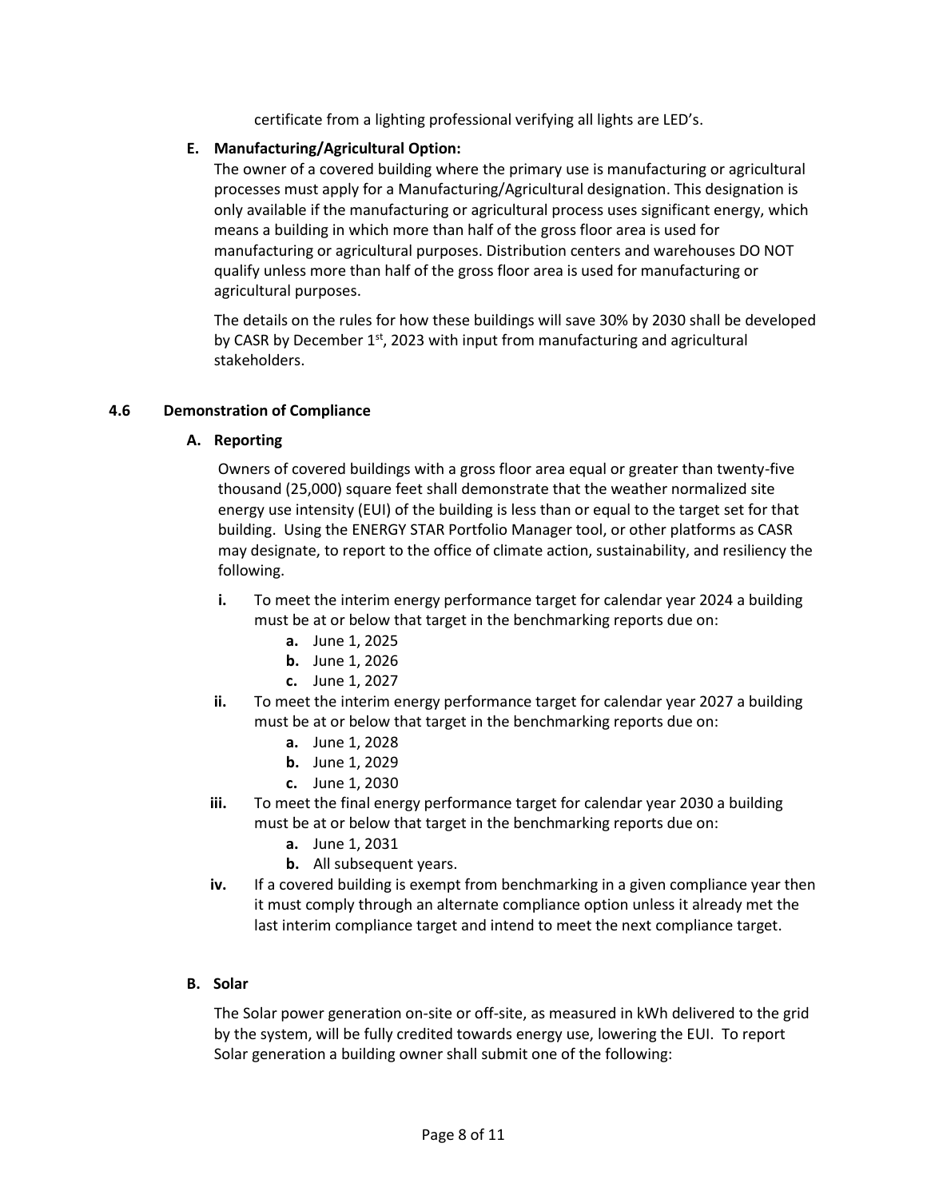certificate from a lighting professional verifying all lights are LED's.

**E. Manufacturing/Agricultural Option:**

The owner of a covered building where the primary use is manufacturing or agricultural processes must apply for a Manufacturing/Agricultural designation. This designation is only available if the manufacturing or agricultural process uses significant energy, which means a building in which more than half of the gross floor area is used for manufacturing or agricultural purposes. Distribution centers and warehouses DO NOT qualify unless more than half of the gross floor area is used for manufacturing or agricultural purposes.

The details on the rules for how these buildings will save 30% by 2030 shall be developed by CASR by December 1st, 2023 with input from manufacturing and agricultural stakeholders.

### 4.6 Demonstration of Compliance

**A. Reporting**

Owners of covered buildings with a gross floor area equal or greater than twenty-five thousand (25,000) square feet shall demonstrate that the weather normalized site energy use intensity (EUI) of the building is less than or equal to the target set for that building. Using the ENERGY STAR Portfolio Manager tool, or other platforms as CASR may designate, to report to the office of climate action, sustainability, and resiliency the following.

- **i.** To meet the interim energy performance target for calendar year 2024 a building must be at or below that target in the benchmarking reports due on:
  - **a.** June 1, 2025
  - **b.** June 1, 2026
  - **c.** June 1, 2027
- **ii.** To meet the interim energy performance target for calendar year 2027 a building must be at or below that target in the benchmarking reports due on:
  - **a.** June 1, 2028
  - **b.** June 1, 2029
  - **c.** June 1, 2030
- **iii.** To meet the final energy performance target for calendar year 2030 a building must be at or below that target in the benchmarking reports due on:
  - **a.** June 1, 2031
  - **b.** All subsequent years.
- **iv.** If a covered building is exempt from benchmarking in a given compliance year then it must comply through an alternate compliance option unless it already met the last interim compliance target and intend to meet the next compliance target.

**B. Solar**

The Solar power generation on-site or off-site, as measured in kWh delivered to the grid by the system, will be fully credited towards energy use, lowering the EUI. To report Solar generation a building owner shall submit one of the following: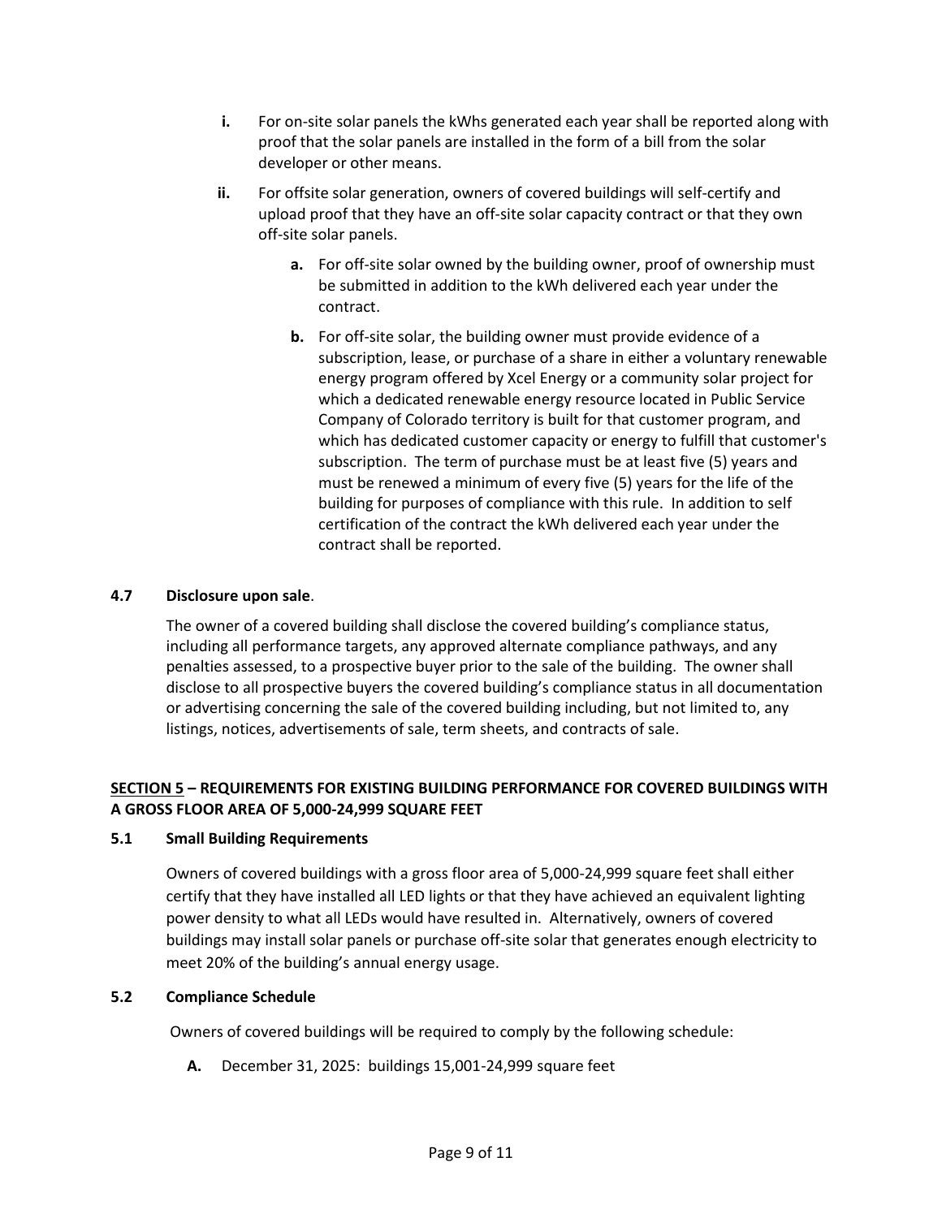i. For on-site solar panels the kWhs generated each year shall be reported along with proof that the solar panels are installed in the form of a bill from the solar developer or other means.

ii. For offsite solar generation, owners of covered buildings will self-certify and upload proof that they have an off-site solar capacity contract or that they own off-site solar panels.

   a. For off-site solar owned by the building owner, proof of ownership must be submitted in addition to the kWh delivered each year under the contract.

   b. For off-site solar, the building owner must provide evidence of a subscription, lease, or purchase of a share in either a voluntary renewable energy program offered by Xcel Energy or a community solar project for which a dedicated renewable energy resource located in Public Service Company of Colorado territory is built for that customer program, and which has dedicated customer capacity or energy to fulfill that customer's subscription. The term of purchase must be at least five (5) years and must be renewed a minimum of every five (5) years for the life of the building for purposes of compliance with this rule. In addition to self certification of the contract the kWh delivered each year under the contract shall be reported.

**4.7 Disclosure upon sale**.

The owner of a covered building shall disclose the covered building's compliance status, including all performance targets, any approved alternate compliance pathways, and any penalties assessed, to a prospective buyer prior to the sale of the building. The owner shall disclose to all prospective buyers the covered building's compliance status in all documentation or advertising concerning the sale of the covered building including, but not limited to, any listings, notices, advertisements of sale, term sheets, and contracts of sale.

## SECTION 5 – REQUIREMENTS FOR EXISTING BUILDING PERFORMANCE FOR COVERED BUILDINGS WITH A GROSS FLOOR AREA OF 5,000-24,999 SQUARE FEET

**5.1 Small Building Requirements**

Owners of covered buildings with a gross floor area of 5,000-24,999 square feet shall either certify that they have installed all LED lights or that they have achieved an equivalent lighting power density to what all LEDs would have resulted in. Alternatively, owners of covered buildings may install solar panels or purchase off-site solar that generates enough electricity to meet 20% of the building's annual energy usage.

**5.2 Compliance Schedule**

Owners of covered buildings will be required to comply by the following schedule:

**A.** December 31, 2025: buildings 15,001-24,999 square feet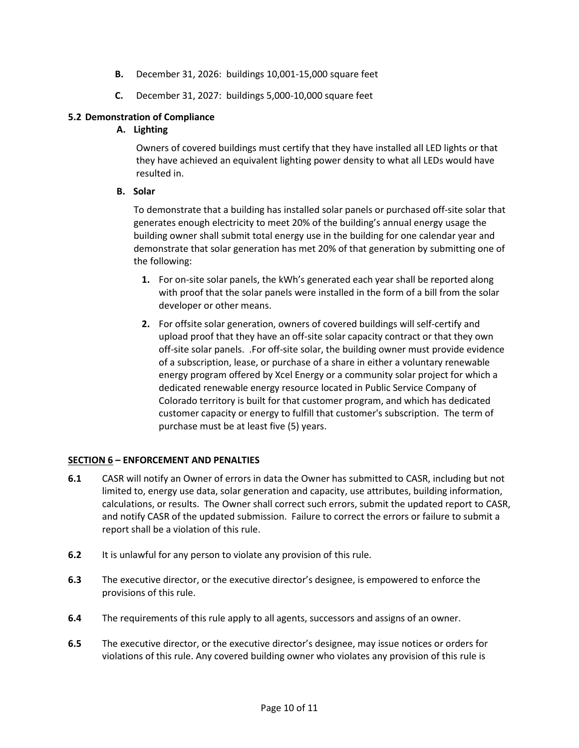**B.** December 31, 2026: buildings 10,001-15,000 square feet

**C.** December 31, 2027: buildings 5,000-10,000 square feet

**5.2 Demonstration of Compliance**

**A. Lighting**

Owners of covered buildings must certify that they have installed all LED lights or that they have achieved an equivalent lighting power density to what all LEDs would have resulted in.

**B. Solar**

To demonstrate that a building has installed solar panels or purchased off-site solar that generates enough electricity to meet 20% of the building's annual energy usage the building owner shall submit total energy use in the building for one calendar year and demonstrate that solar generation has met 20% of that generation by submitting one of the following:

1. For on-site solar panels, the kWh's generated each year shall be reported along with proof that the solar panels were installed in the form of a bill from the solar developer or other means.
2. For offsite solar generation, owners of covered buildings will self-certify and upload proof that they have an off-site solar capacity contract or that they own off-site solar panels. .For off-site solar, the building owner must provide evidence of a subscription, lease, or purchase of a share in either a voluntary renewable energy program offered by Xcel Energy or a community solar project for which a dedicated renewable energy resource located in Public Service Company of Colorado territory is built for that customer program, and which has dedicated customer capacity or energy to fulfill that customer's subscription. The term of purchase must be at least five (5) years.

**SECTION 6 – ENFORCEMENT AND PENALTIES**

**6.1** CASR will notify an Owner of errors in data the Owner has submitted to CASR, including but not limited to, energy use data, solar generation and capacity, use attributes, building information, calculations, or results. The Owner shall correct such errors, submit the updated report to CASR, and notify CASR of the updated submission. Failure to correct the errors or failure to submit a report shall be a violation of this rule.

**6.2** It is unlawful for any person to violate any provision of this rule.

**6.3** The executive director, or the executive director's designee, is empowered to enforce the provisions of this rule.

**6.4** The requirements of this rule apply to all agents, successors and assigns of an owner.

**6.5** The executive director, or the executive director's designee, may issue notices or orders for violations of this rule. Any covered building owner who violates any provision of this rule is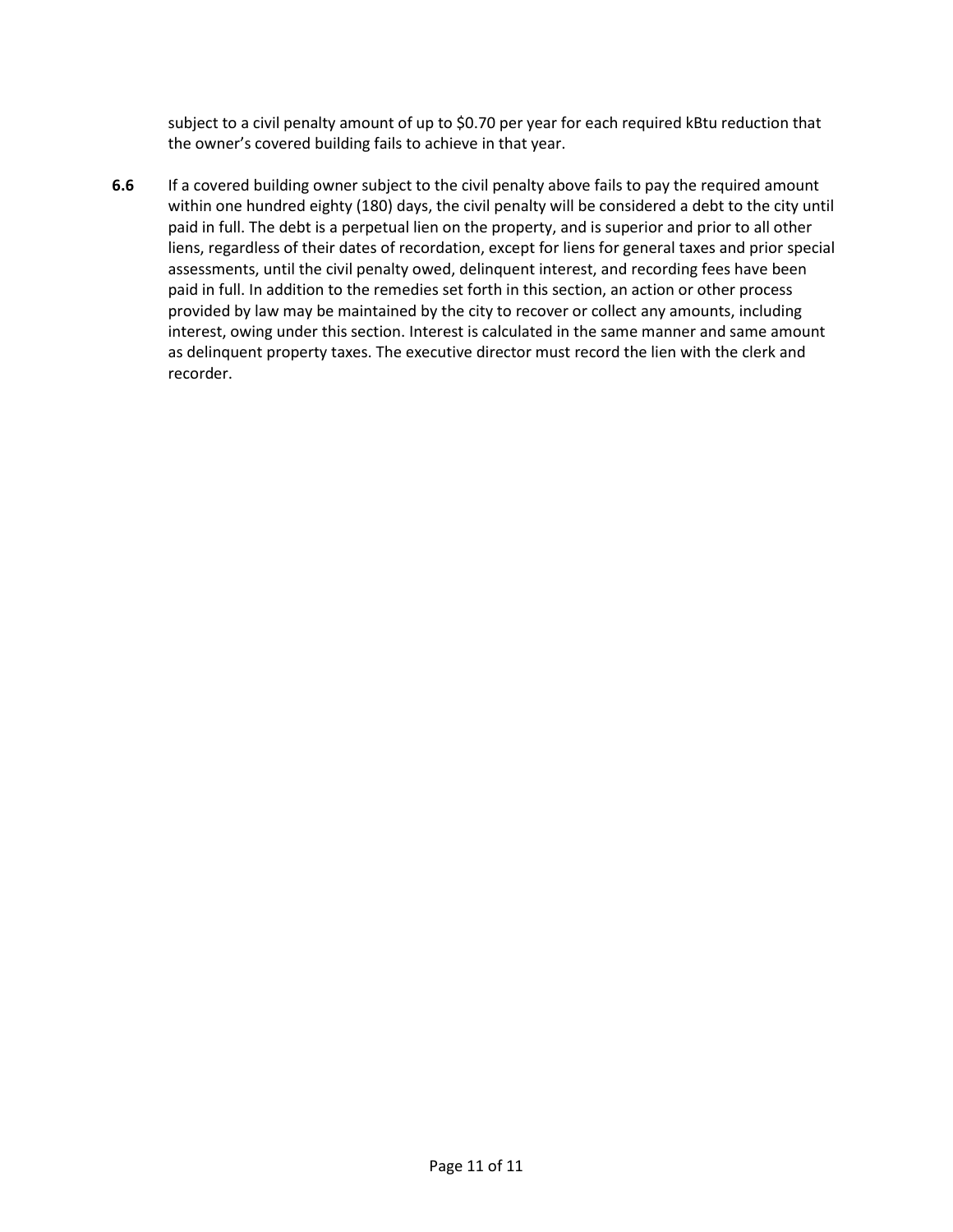subject to a civil penalty amount of up to $0.70 per year for each required kBtu reduction that the owner's covered building fails to achieve in that year.

**6.6** If a covered building owner subject to the civil penalty above fails to pay the required amount within one hundred eighty (180) days, the civil penalty will be considered a debt to the city until paid in full. The debt is a perpetual lien on the property, and is superior and prior to all other liens, regardless of their dates of recordation, except for liens for general taxes and prior special assessments, until the civil penalty owed, delinquent interest, and recording fees have been paid in full. In addition to the remedies set forth in this section, an action or other process provided by law may be maintained by the city to recover or collect any amounts, including interest, owing under this section. Interest is calculated in the same manner and same amount as delinquent property taxes. The executive director must record the lien with the clerk and recorder.